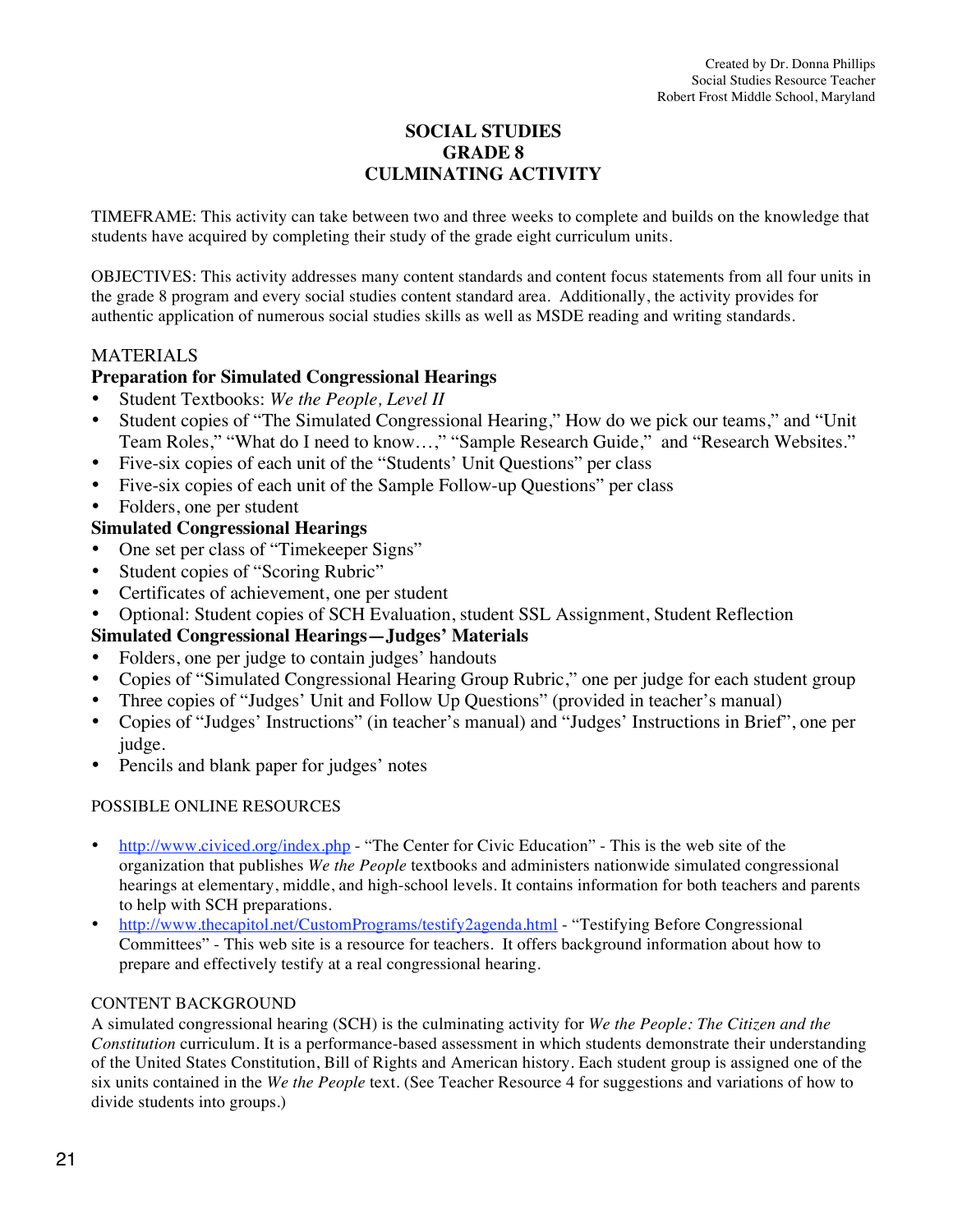Created by Dr. Donna Phillips
Social Studies Resource Teacher
Robert Frost Middle School, Maryland

# SOCIAL STUDIES
# GRADE 8
# CULMINATING ACTIVITY

TIMEFRAME: This activity can take between two and three weeks to complete and builds on the knowledge that students have acquired by completing their study of the grade eight curriculum units.

OBJECTIVES: This activity addresses many content standards and content focus statements from all four units in the grade 8 program and every social studies content standard area. Additionally, the activity provides for authentic application of numerous social studies skills as well as MSDE reading and writing standards.

## MATERIALS

**Preparation for Simulated Congressional Hearings**

- Student Textbooks: *We the People, Level II*
- Student copies of "The Simulated Congressional Hearing," How do we pick our teams," and "Unit Team Roles," "What do I need to know…," "Sample Research Guide," and "Research Websites."
- Five-six copies of each unit of the "Students' Unit Questions" per class
- Five-six copies of each unit of the Sample Follow-up Questions" per class
- Folders, one per student

**Simulated Congressional Hearings**

- One set per class of "Timekeeper Signs"
- Student copies of "Scoring Rubric"
- Certificates of achievement, one per student
- Optional: Student copies of SCH Evaluation, student SSL Assignment, Student Reflection

**Simulated Congressional Hearings—Judges' Materials**

- Folders, one per judge to contain judges' handouts
- Copies of "Simulated Congressional Hearing Group Rubric," one per judge for each student group
- Three copies of "Judges' Unit and Follow Up Questions" (provided in teacher's manual)
- Copies of "Judges' Instructions" (in teacher's manual) and "Judges' Instructions in Brief", one per judge.
- Pencils and blank paper for judges' notes

## POSSIBLE ONLINE RESOURCES

- http://www.civiced.org/index.php - "The Center for Civic Education" - This is the web site of the organization that publishes *We the People* textbooks and administers nationwide simulated congressional hearings at elementary, middle, and high-school levels. It contains information for both teachers and parents to help with SCH preparations.
- http://www.thecapitol.net/CustomPrograms/testify2agenda.html - "Testifying Before Congressional Committees" - This web site is a resource for teachers. It offers background information about how to prepare and effectively testify at a real congressional hearing.

## CONTENT BACKGROUND

A simulated congressional hearing (SCH) is the culminating activity for *We the People: The Citizen and the Constitution* curriculum. It is a performance-based assessment in which students demonstrate their understanding of the United States Constitution, Bill of Rights and American history. Each student group is assigned one of the six units contained in the *We the People* text. (See Teacher Resource 4 for suggestions and variations of how to divide students into groups.)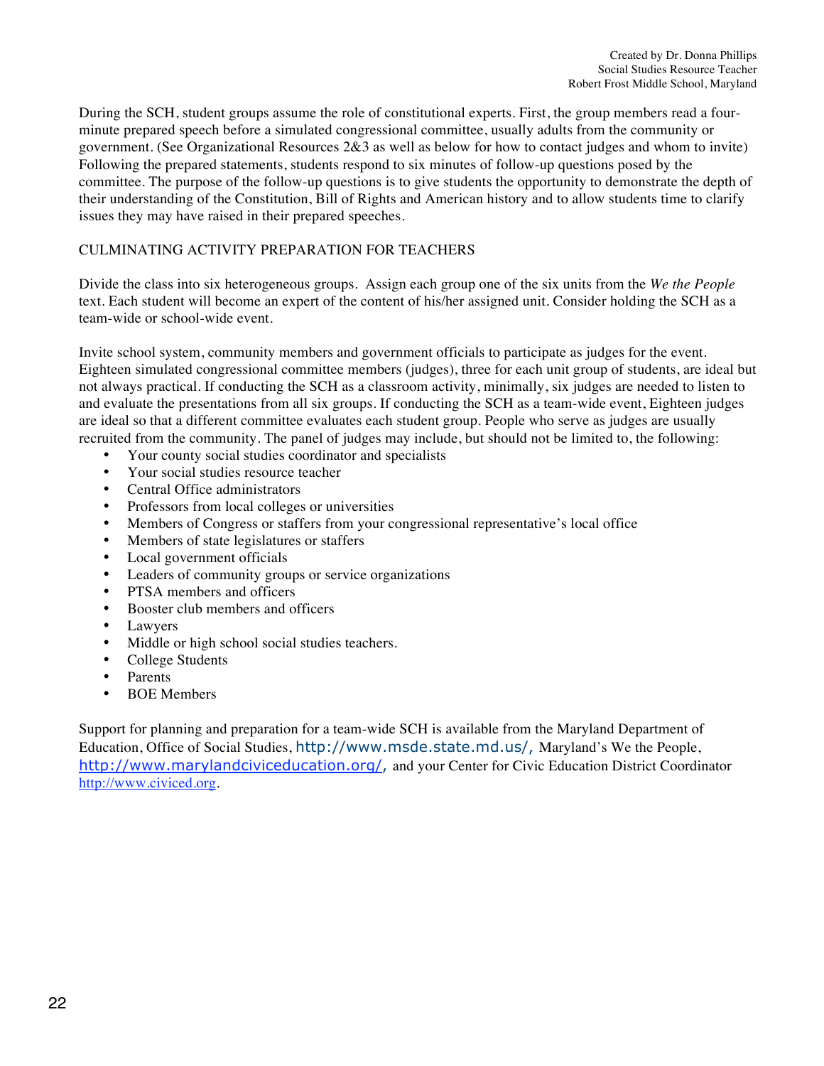Created by Dr. Donna Phillips
Social Studies Resource Teacher
Robert Frost Middle School, Maryland

During the SCH, student groups assume the role of constitutional experts. First, the group members read a four-minute prepared speech before a simulated congressional committee, usually adults from the community or government. (See Organizational Resources 2&3 as well as below for how to contact judges and whom to invite) Following the prepared statements, students respond to six minutes of follow-up questions posed by the committee. The purpose of the follow-up questions is to give students the opportunity to demonstrate the depth of their understanding of the Constitution, Bill of Rights and American history and to allow students time to clarify issues they may have raised in their prepared speeches.

## CULMINATING ACTIVITY PREPARATION FOR TEACHERS

Divide the class into six heterogeneous groups. Assign each group one of the six units from the *We the People* text. Each student will become an expert of the content of his/her assigned unit. Consider holding the SCH as a team-wide or school-wide event.

Invite school system, community members and government officials to participate as judges for the event. Eighteen simulated congressional committee members (judges), three for each unit group of students, are ideal but not always practical. If conducting the SCH as a classroom activity, minimally, six judges are needed to listen to and evaluate the presentations from all six groups. If conducting the SCH as a team-wide event, Eighteen judges are ideal so that a different committee evaluates each student group. People who serve as judges are usually recruited from the community. The panel of judges may include, but should not be limited to, the following:

- Your county social studies coordinator and specialists
- Your social studies resource teacher
- Central Office administrators
- Professors from local colleges or universities
- Members of Congress or staffers from your congressional representative's local office
- Members of state legislatures or staffers
- Local government officials
- Leaders of community groups or service organizations
- PTSA members and officers
- Booster club members and officers
- Lawyers
- Middle or high school social studies teachers.
- College Students
- Parents
- BOE Members

Support for planning and preparation for a team-wide SCH is available from the Maryland Department of Education, Office of Social Studies, http://www.msde.state.md.us/, Maryland's We the People, http://www.marylandciviceducation.org/, and your Center for Civic Education District Coordinator http://www.civiced.org.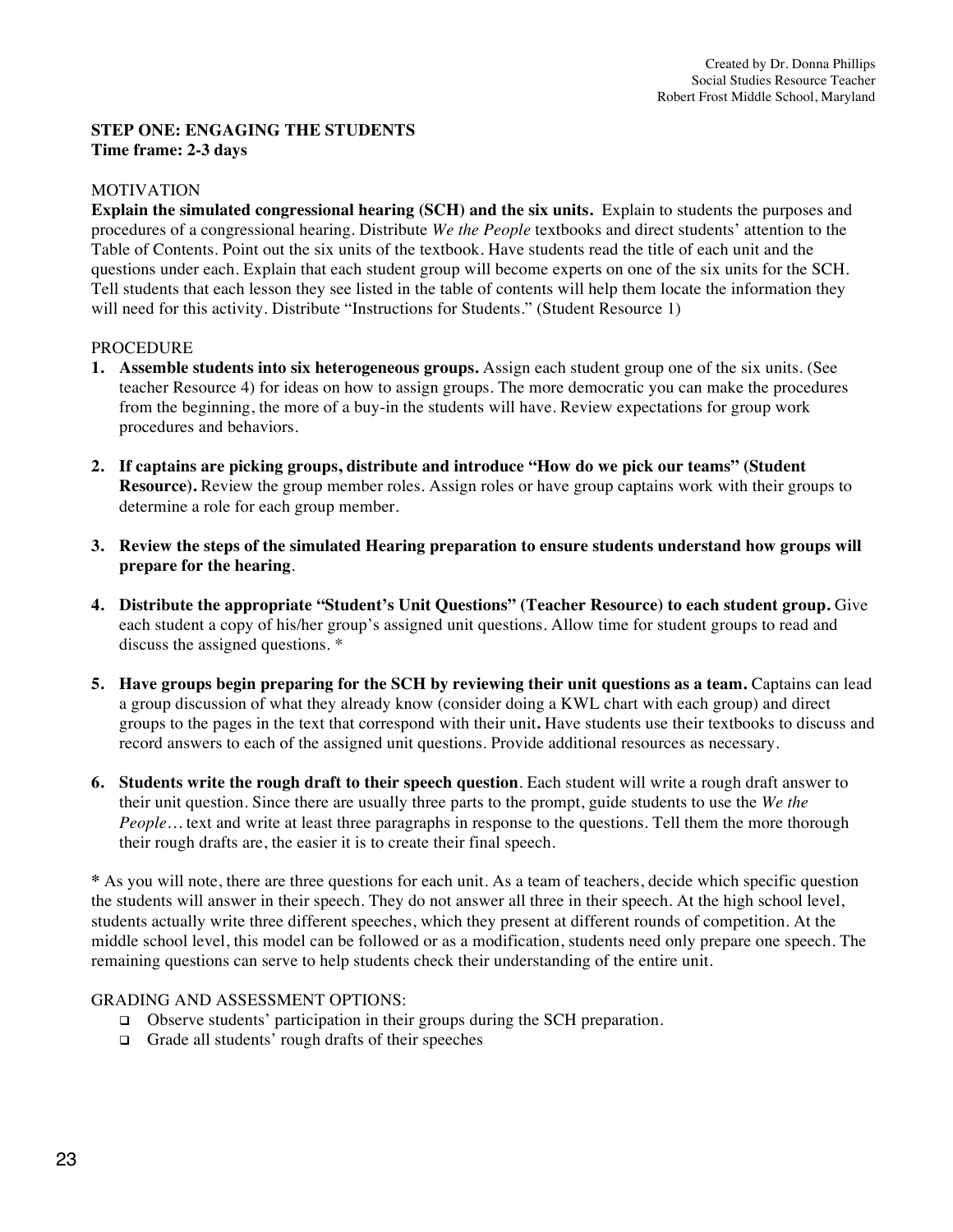Created by Dr. Donna Phillips
Social Studies Resource Teacher
Robert Frost Middle School, Maryland

**STEP ONE: ENGAGING THE STUDENTS**
**Time frame: 2-3 days**

MOTIVATION

**Explain the simulated congressional hearing (SCH) and the six units.** Explain to students the purposes and procedures of a congressional hearing. Distribute *We the People* textbooks and direct students' attention to the Table of Contents. Point out the six units of the textbook. Have students read the title of each unit and the questions under each. Explain that each student group will become experts on one of the six units for the SCH. Tell students that each lesson they see listed in the table of contents will help them locate the information they will need for this activity. Distribute "Instructions for Students." (Student Resource 1)

PROCEDURE

1. **Assemble students into six heterogeneous groups.** Assign each student group one of the six units. (See teacher Resource 4) for ideas on how to assign groups. The more democratic you can make the procedures from the beginning, the more of a buy-in the students will have. Review expectations for group work procedures and behaviors.

2. **If captains are picking groups, distribute and introduce "How do we pick our teams" (Student Resource).** Review the group member roles. Assign roles or have group captains work with their groups to determine a role for each group member.

3. **Review the steps of the simulated Hearing preparation to ensure students understand how groups will prepare for the hearing**.

4. **Distribute the appropriate "Student's Unit Questions" (Teacher Resource) to each student group.** Give each student a copy of his/her group's assigned unit questions. Allow time for student groups to read and discuss the assigned questions. *

5. **Have groups begin preparing for the SCH by reviewing their unit questions as a team.** Captains can lead a group discussion of what they already know (consider doing a KWL chart with each group) and direct groups to the pages in the text that correspond with their unit**.** Have students use their textbooks to discuss and record answers to each of the assigned unit questions. Provide additional resources as necessary.

6. **Students write the rough draft to their speech question**. Each student will write a rough draft answer to their unit question. Since there are usually three parts to the prompt, guide students to use the *We the People…* text and write at least three paragraphs in response to the questions. Tell them the more thorough their rough drafts are, the easier it is to create their final speech.

**\*** As you will note, there are three questions for each unit. As a team of teachers, decide which specific question the students will answer in their speech. They do not answer all three in their speech. At the high school level, students actually write three different speeches, which they present at different rounds of competition. At the middle school level, this model can be followed or as a modification, students need only prepare one speech. The remaining questions can serve to help students check their understanding of the entire unit.

GRADING AND ASSESSMENT OPTIONS:

- Observe students' participation in their groups during the SCH preparation.
- Grade all students' rough drafts of their speeches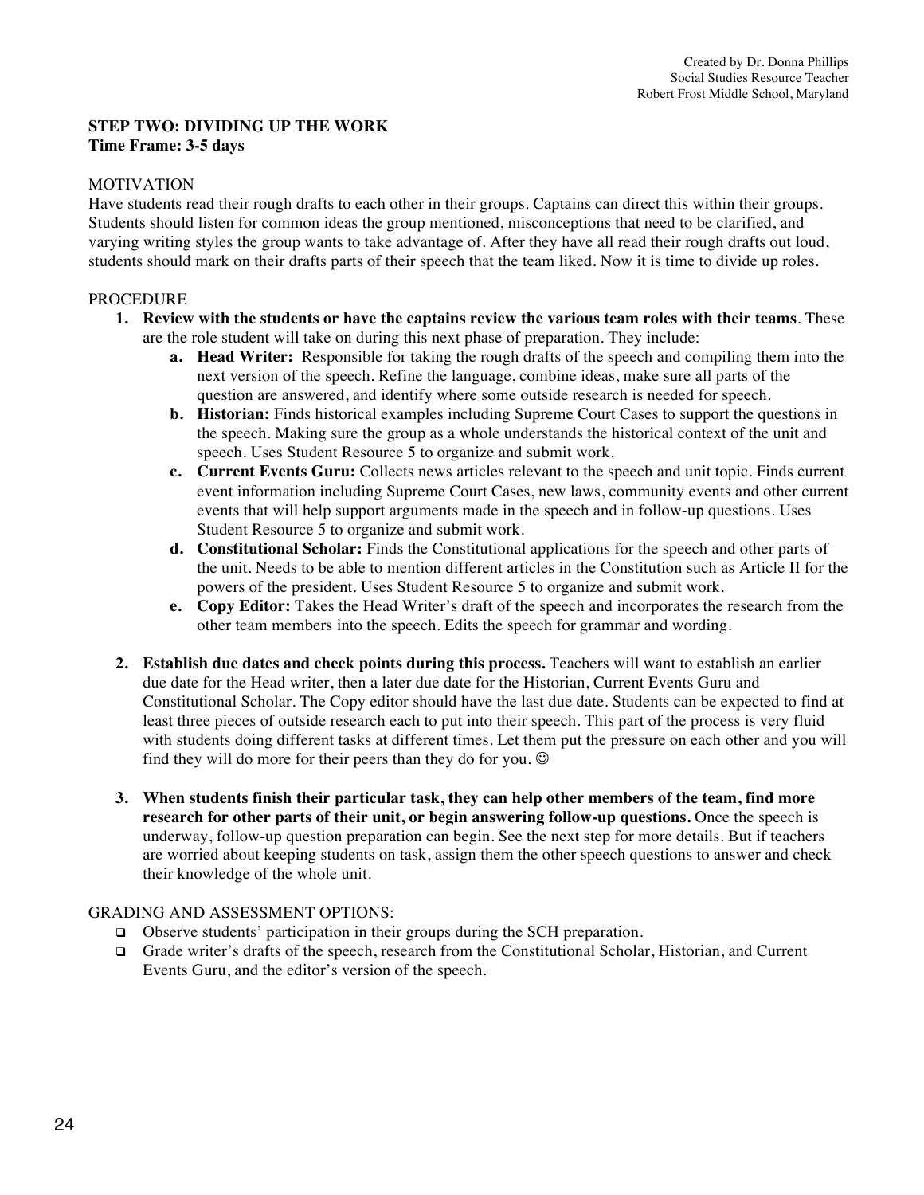**STEP TWO: DIVIDING UP THE WORK**
**Time Frame: 3-5 days**

MOTIVATION
Have students read their rough drafts to each other in their groups. Captains can direct this within their groups. Students should listen for common ideas the group mentioned, misconceptions that need to be clarified, and varying writing styles the group wants to take advantage of. After they have all read their rough drafts out loud, students should mark on their drafts parts of their speech that the team liked. Now it is time to divide up roles.

PROCEDURE

1. **Review with the students or have the captains review the various team roles with their teams**. These are the role student will take on during this next phase of preparation. They include:
   a. **Head Writer:** Responsible for taking the rough drafts of the speech and compiling them into the next version of the speech. Refine the language, combine ideas, make sure all parts of the question are answered, and identify where some outside research is needed for speech.
   b. **Historian:** Finds historical examples including Supreme Court Cases to support the questions in the speech. Making sure the group as a whole understands the historical context of the unit and speech. Uses Student Resource 5 to organize and submit work.
   c. **Current Events Guru:** Collects news articles relevant to the speech and unit topic. Finds current event information including Supreme Court Cases, new laws, community events and other current events that will help support arguments made in the speech and in follow-up questions. Uses Student Resource 5 to organize and submit work.
   d. **Constitutional Scholar:** Finds the Constitutional applications for the speech and other parts of the unit. Needs to be able to mention different articles in the Constitution such as Article II for the powers of the president. Uses Student Resource 5 to organize and submit work.
   e. **Copy Editor:** Takes the Head Writer's draft of the speech and incorporates the research from the other team members into the speech. Edits the speech for grammar and wording.

2. **Establish due dates and check points during this process.** Teachers will want to establish an earlier due date for the Head writer, then a later due date for the Historian, Current Events Guru and Constitutional Scholar. The Copy editor should have the last due date. Students can be expected to find at least three pieces of outside research each to put into their speech. This part of the process is very fluid with students doing different tasks at different times. Let them put the pressure on each other and you will find they will do more for their peers than they do for you. ☺

3. **When students finish their particular task, they can help other members of the team, find more research for other parts of their unit, or begin answering follow-up questions.** Once the speech is underway, follow-up question preparation can begin. See the next step for more details. But if teachers are worried about keeping students on task, assign them the other speech questions to answer and check their knowledge of the whole unit.

GRADING AND ASSESSMENT OPTIONS:

- Observe students' participation in their groups during the SCH preparation.
- Grade writer's drafts of the speech, research from the Constitutional Scholar, Historian, and Current Events Guru, and the editor's version of the speech.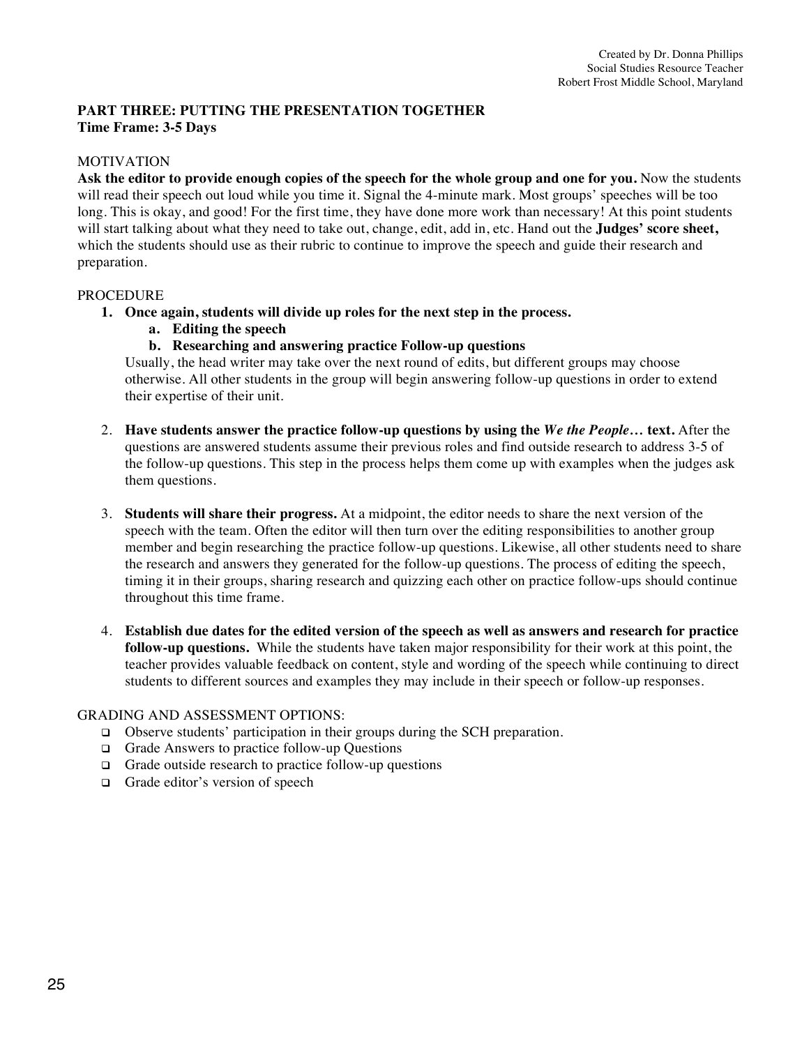Created by Dr. Donna Phillips
Social Studies Resource Teacher
Robert Frost Middle School, Maryland

**PART THREE: PUTTING THE PRESENTATION TOGETHER**
**Time Frame: 3-5 Days**

MOTIVATION

**Ask the editor to provide enough copies of the speech for the whole group and one for you.** Now the students will read their speech out loud while you time it. Signal the 4-minute mark. Most groups' speeches will be too long. This is okay, and good! For the first time, they have done more work than necessary! At this point students will start talking about what they need to take out, change, edit, add in, etc. Hand out the **Judges' score sheet,** which the students should use as their rubric to continue to improve the speech and guide their research and preparation.

PROCEDURE

1. **Once again, students will divide up roles for the next step in the process.**
   a. **Editing the speech**
   b. **Researching and answering practice Follow-up questions**

   Usually, the head writer may take over the next round of edits, but different groups may choose otherwise. All other students in the group will begin answering follow-up questions in order to extend their expertise of their unit.

2. **Have students answer the practice follow-up questions by using the *We the People…* text.** After the questions are answered students assume their previous roles and find outside research to address 3-5 of the follow-up questions. This step in the process helps them come up with examples when the judges ask them questions.

3. **Students will share their progress.** At a midpoint, the editor needs to share the next version of the speech with the team. Often the editor will then turn over the editing responsibilities to another group member and begin researching the practice follow-up questions. Likewise, all other students need to share the research and answers they generated for the follow-up questions. The process of editing the speech, timing it in their groups, sharing research and quizzing each other on practice follow-ups should continue throughout this time frame.

4. **Establish due dates for the edited version of the speech as well as answers and research for practice follow-up questions.** While the students have taken major responsibility for their work at this point, the teacher provides valuable feedback on content, style and wording of the speech while continuing to direct students to different sources and examples they may include in their speech or follow-up responses.

GRADING AND ASSESSMENT OPTIONS:

- Observe students' participation in their groups during the SCH preparation.
- Grade Answers to practice follow-up Questions
- Grade outside research to practice follow-up questions
- Grade editor's version of speech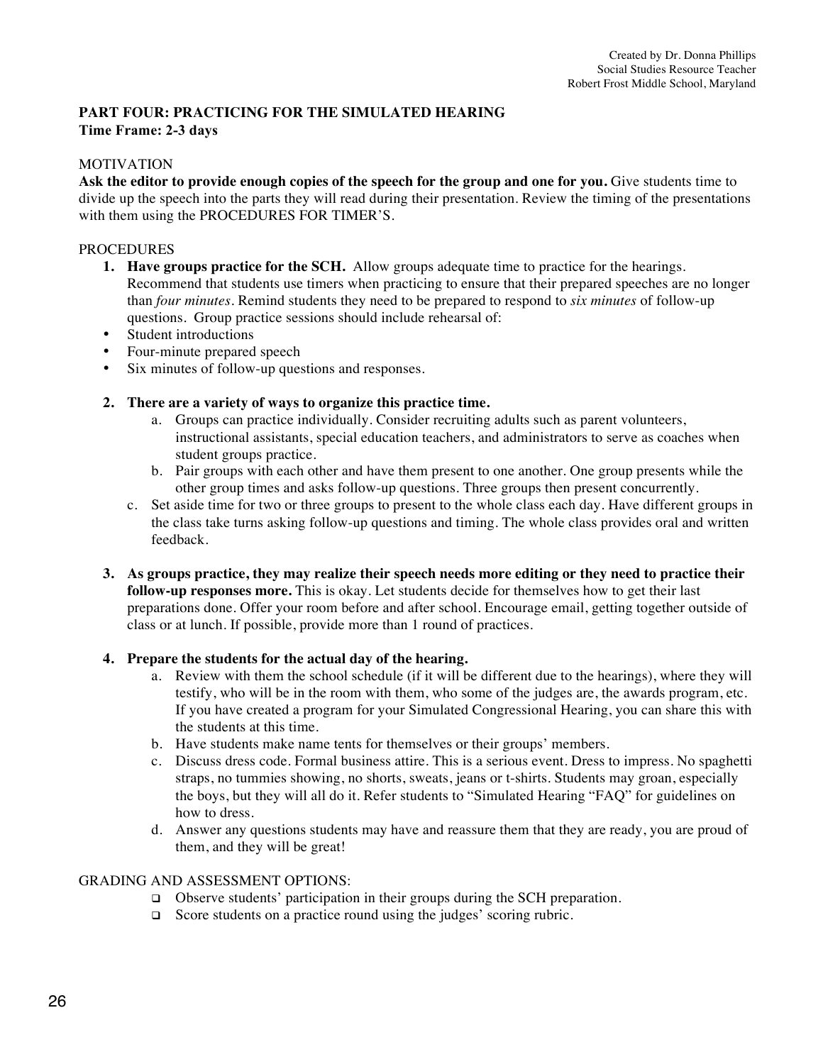Created by Dr. Donna Phillips
Social Studies Resource Teacher
Robert Frost Middle School, Maryland

## PART FOUR: PRACTICING FOR THE SIMULATED HEARING
**Time Frame: 2-3 days**

MOTIVATION

**Ask the editor to provide enough copies of the speech for the group and one for you.** Give students time to divide up the speech into the parts they will read during their presentation. Review the timing of the presentations with them using the PROCEDURES FOR TIMER'S.

PROCEDURES

1. **Have groups practice for the SCH.** Allow groups adequate time to practice for the hearings. Recommend that students use timers when practicing to ensure that their prepared speeches are no longer than *four minutes*. Remind students they need to be prepared to respond to *six minutes* of follow-up questions. Group practice sessions should include rehearsal of:

- Student introductions
- Four-minute prepared speech
- Six minutes of follow-up questions and responses.

2. **There are a variety of ways to organize this practice time.**
   a. Groups can practice individually. Consider recruiting adults such as parent volunteers, instructional assistants, special education teachers, and administrators to serve as coaches when student groups practice.
   b. Pair groups with each other and have them present to one another. One group presents while the other group times and asks follow-up questions. Three groups then present concurrently.
   c. Set aside time for two or three groups to present to the whole class each day. Have different groups in the class take turns asking follow-up questions and timing. The whole class provides oral and written feedback.

3. **As groups practice, they may realize their speech needs more editing or they need to practice their follow-up responses more.** This is okay. Let students decide for themselves how to get their last preparations done. Offer your room before and after school. Encourage email, getting together outside of class or at lunch. If possible, provide more than 1 round of practices.

4. **Prepare the students for the actual day of the hearing.**
   a. Review with them the school schedule (if it will be different due to the hearings), where they will testify, who will be in the room with them, who some of the judges are, the awards program, etc. If you have created a program for your Simulated Congressional Hearing, you can share this with the students at this time.
   b. Have students make name tents for themselves or their groups' members.
   c. Discuss dress code. Formal business attire. This is a serious event. Dress to impress. No spaghetti straps, no tummies showing, no shorts, sweats, jeans or t-shirts. Students may groan, especially the boys, but they will all do it. Refer students to "Simulated Hearing "FAQ" for guidelines on how to dress.
   d. Answer any questions students may have and reassure them that they are ready, you are proud of them, and they will be great!

GRADING AND ASSESSMENT OPTIONS:

- ❑ Observe students' participation in their groups during the SCH preparation.
- ❑ Score students on a practice round using the judges' scoring rubric.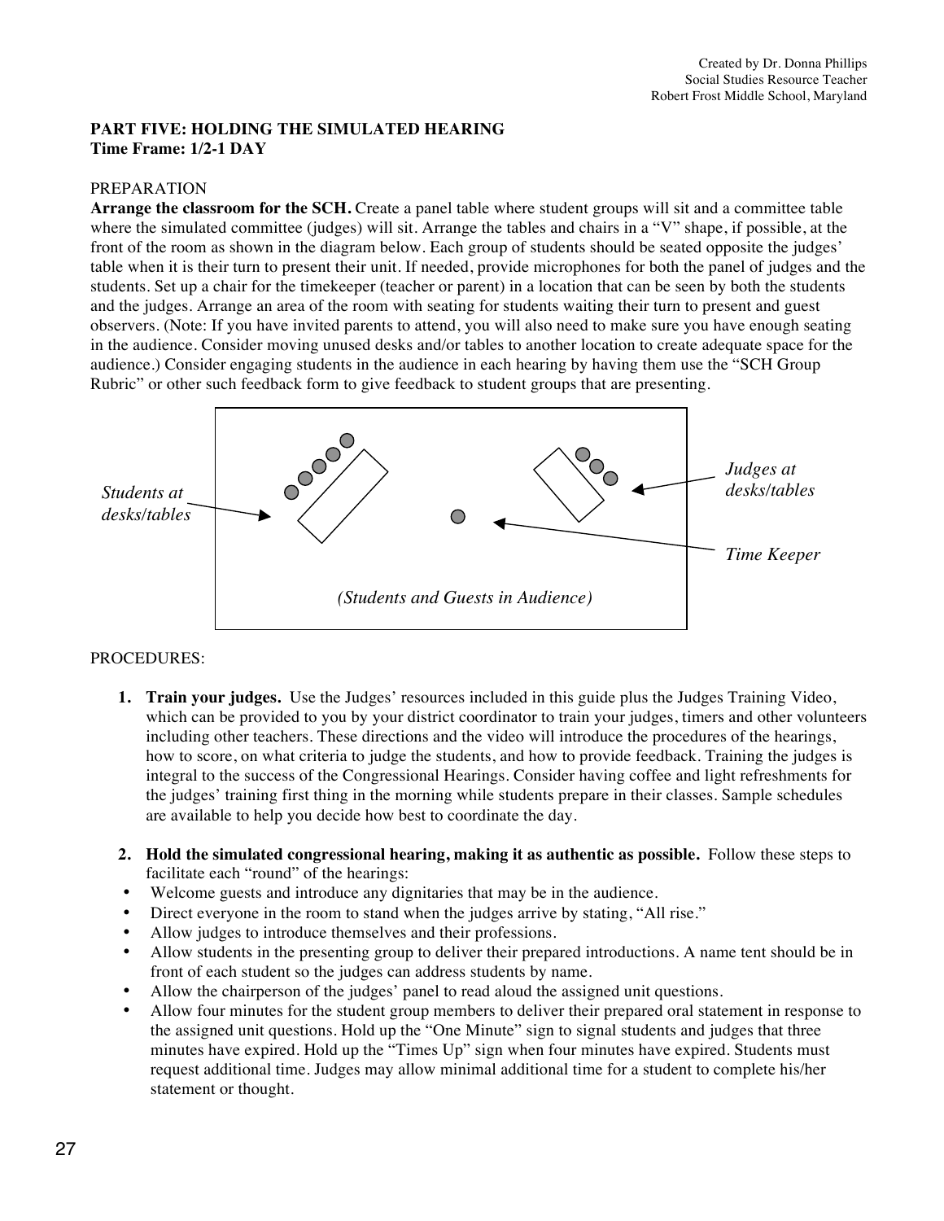**PART FIVE: HOLDING THE SIMULATED HEARING**
**Time Frame: 1/2-1 DAY**

PREPARATION

**Arrange the classroom for the SCH.** Create a panel table where student groups will sit and a committee table where the simulated committee (judges) will sit. Arrange the tables and chairs in a "V" shape, if possible, at the front of the room as shown in the diagram below. Each group of students should be seated opposite the judges' table when it is their turn to present their unit. If needed, provide microphones for both the panel of judges and the students. Set up a chair for the timekeeper (teacher or parent) in a location that can be seen by both the students and the judges. Arrange an area of the room with seating for students waiting their turn to present and guest observers. (Note: If you have invited parents to attend, you will also need to make sure you have enough seating in the audience. Consider moving unused desks and/or tables to another location to create adequate space for the audience.) Consider engaging students in the audience in each hearing by having them use the "SCH Group Rubric" or other such feedback form to give feedback to student groups that are presenting.

*Students at desks/tables*

*Judges at desks/tables*

*Time Keeper*

*(Students and Guests in Audience)*

PROCEDURES:

1. **Train your judges.** Use the Judges' resources included in this guide plus the Judges Training Video, which can be provided to you by your district coordinator to train your judges, timers and other volunteers including other teachers. These directions and the video will introduce the procedures of the hearings, how to score, on what criteria to judge the students, and how to provide feedback. Training the judges is integral to the success of the Congressional Hearings. Consider having coffee and light refreshments for the judges' training first thing in the morning while students prepare in their classes. Sample schedules are available to help you decide how best to coordinate the day.

2. **Hold the simulated congressional hearing, making it as authentic as possible.** Follow these steps to facilitate each "round" of the hearings:

- Welcome guests and introduce any dignitaries that may be in the audience.
- Direct everyone in the room to stand when the judges arrive by stating, "All rise."
- Allow judges to introduce themselves and their professions.
- Allow students in the presenting group to deliver their prepared introductions. A name tent should be in front of each student so the judges can address students by name.
- Allow the chairperson of the judges' panel to read aloud the assigned unit questions.
- Allow four minutes for the student group members to deliver their prepared oral statement in response to the assigned unit questions. Hold up the "One Minute" sign to signal students and judges that three minutes have expired. Hold up the "Times Up" sign when four minutes have expired. Students must request additional time. Judges may allow minimal additional time for a student to complete his/her statement or thought.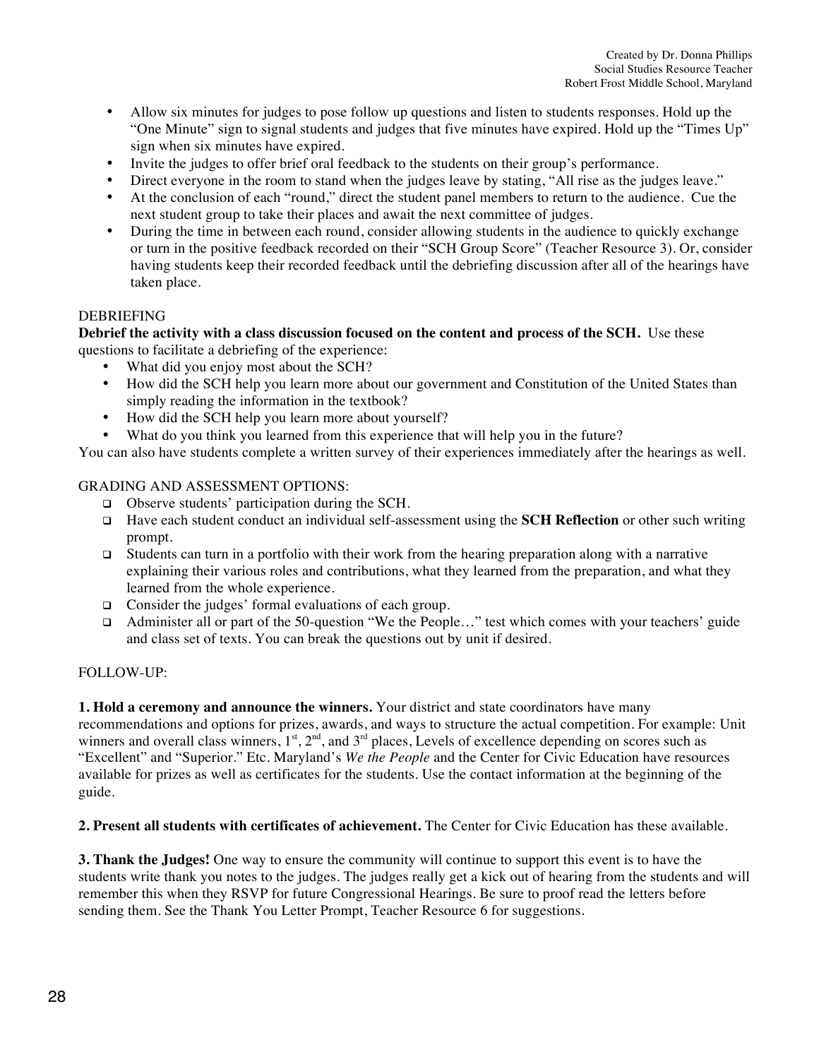- Allow six minutes for judges to pose follow up questions and listen to students responses. Hold up the "One Minute" sign to signal students and judges that five minutes have expired. Hold up the "Times Up" sign when six minutes have expired.
- Invite the judges to offer brief oral feedback to the students on their group's performance.
- Direct everyone in the room to stand when the judges leave by stating, "All rise as the judges leave."
- At the conclusion of each "round," direct the student panel members to return to the audience. Cue the next student group to take their places and await the next committee of judges.
- During the time in between each round, consider allowing students in the audience to quickly exchange or turn in the positive feedback recorded on their "SCH Group Score" (Teacher Resource 3). Or, consider having students keep their recorded feedback until the debriefing discussion after all of the hearings have taken place.

DEBRIEFING

**Debrief the activity with a class discussion focused on the content and process of the SCH.** Use these questions to facilitate a debriefing of the experience:

- What did you enjoy most about the SCH?
- How did the SCH help you learn more about our government and Constitution of the United States than simply reading the information in the textbook?
- How did the SCH help you learn more about yourself?
- What do you think you learned from this experience that will help you in the future?

You can also have students complete a written survey of their experiences immediately after the hearings as well.

GRADING AND ASSESSMENT OPTIONS:

- Observe students' participation during the SCH.
- Have each student conduct an individual self-assessment using the **SCH Reflection** or other such writing prompt.
- Students can turn in a portfolio with their work from the hearing preparation along with a narrative explaining their various roles and contributions, what they learned from the preparation, and what they learned from the whole experience.
- Consider the judges' formal evaluations of each group.
- Administer all or part of the 50-question "We the People…" test which comes with your teachers' guide and class set of texts. You can break the questions out by unit if desired.

FOLLOW-UP:

**1. Hold a ceremony and announce the winners.** Your district and state coordinators have many recommendations and options for prizes, awards, and ways to structure the actual competition. For example: Unit winners and overall class winners, 1st, 2nd, and 3rd places, Levels of excellence depending on scores such as "Excellent" and "Superior." Etc. Maryland's *We the People* and the Center for Civic Education have resources available for prizes as well as certificates for the students. Use the contact information at the beginning of the guide.

**2. Present all students with certificates of achievement.** The Center for Civic Education has these available.

**3. Thank the Judges!** One way to ensure the community will continue to support this event is to have the students write thank you notes to the judges. The judges really get a kick out of hearing from the students and will remember this when they RSVP for future Congressional Hearings. Be sure to proof read the letters before sending them. See the Thank You Letter Prompt, Teacher Resource 6 for suggestions.